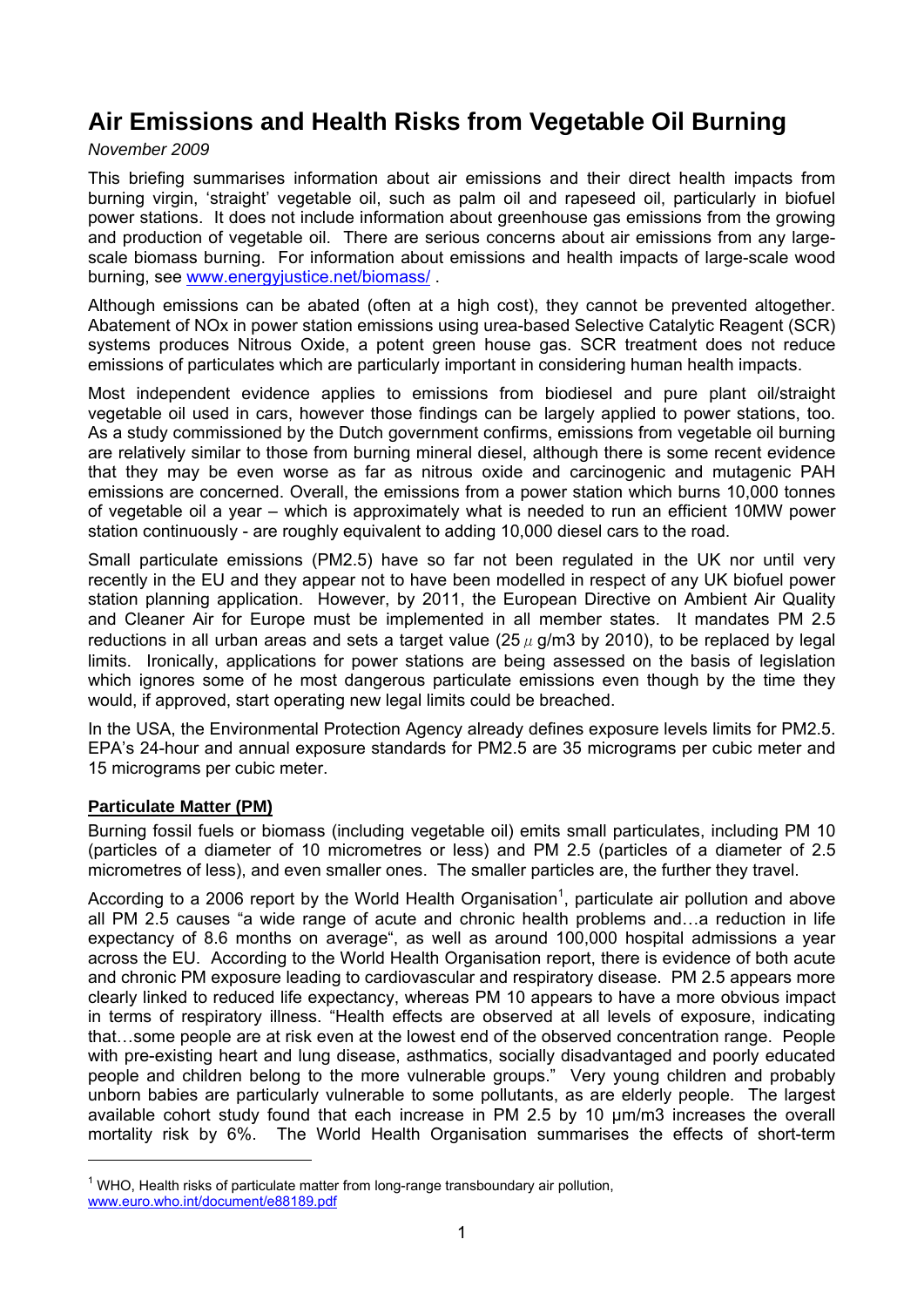# Air Emissions and Health Risks from Vegetable Oil Burning

*November 2009*

This briefing summarises information about air emissions and their direct health impacts from burning virgin, 'straight' vegetable oil, such as palm oil and rapeseed oil, particularly in biofuel power stations. It does not include information about greenhouse gas emissions from the growing and production of vegetable oil. There are serious concerns about air emissions from any large-scale biomass burning. For information about emissions and health impacts of large-scale wood burning, see www.energyjustice.net/biomass/ .

Although emissions can be abated (often at a high cost), they cannot be prevented altogether. Abatement of NOx in power station emissions using urea-based Selective Catalytic Reagent (SCR) systems produces Nitrous Oxide, a potent green house gas. SCR treatment does not reduce emissions of particulates which are particularly important in considering human health impacts.

Most independent evidence applies to emissions from biodiesel and pure plant oil/straight vegetable oil used in cars, however those findings can be largely applied to power stations, too. As a study commissioned by the Dutch government confirms, emissions from vegetable oil burning are relatively similar to those from burning mineral diesel, although there is some recent evidence that they may be even worse as far as nitrous oxide and carcinogenic and mutagenic PAH emissions are concerned. Overall, the emissions from a power station which burns 10,000 tonnes of vegetable oil a year – which is approximately what is needed to run an efficient 10MW power station continuously - are roughly equivalent to adding 10,000 diesel cars to the road.

Small particulate emissions (PM2.5) have so far not been regulated in the UK nor until very recently in the EU and they appear not to have been modelled in respect of any UK biofuel power station planning application. However, by 2011, the European Directive on Ambient Air Quality and Cleaner Air for Europe must be implemented in all member states. It mandates PM 2.5 reductions in all urban areas and sets a target value (25 $\mu$ g/m3 by 2010), to be replaced by legal limits. Ironically, applications for power stations are being assessed on the basis of legislation which ignores some of he most dangerous particulate emissions even though by the time they would, if approved, start operating new legal limits could be breached.

In the USA, the Environmental Protection Agency already defines exposure levels limits for PM2.5. EPA's 24-hour and annual exposure standards for PM2.5 are 35 micrograms per cubic meter and 15 micrograms per cubic meter.

## Particulate Matter (PM)

Burning fossil fuels or biomass (including vegetable oil) emits small particulates, including PM 10 (particles of a diameter of 10 micrometres or less) and PM 2.5 (particles of a diameter of 2.5 micrometres of less), and even smaller ones. The smaller particles are, the further they travel.

According to a 2006 report by the World Health Organisation[1], particulate air pollution and above all PM 2.5 causes "a wide range of acute and chronic health problems and…a reduction in life expectancy of 8.6 months on average", as well as around 100,000 hospital admissions a year across the EU. According to the World Health Organisation report, there is evidence of both acute and chronic PM exposure leading to cardiovascular and respiratory disease. PM 2.5 appears more clearly linked to reduced life expectancy, whereas PM 10 appears to have a more obvious impact in terms of respiratory illness. "Health effects are observed at all levels of exposure, indicating that…some people are at risk even at the lowest end of the observed concentration range. People with pre-existing heart and lung disease, asthmatics, socially disadvantaged and poorly educated people and children belong to the more vulnerable groups." Very young children and probably unborn babies are particularly vulnerable to some pollutants, as are elderly people. The largest available cohort study found that each increase in PM 2.5 by 10 μm/m3 increases the overall mortality risk by 6%. The World Health Organisation summarises the effects of short-term

---

[1] WHO, Health risks of particulate matter from long-range transboundary air pollution, www.euro.who.int/document/e88189.pdf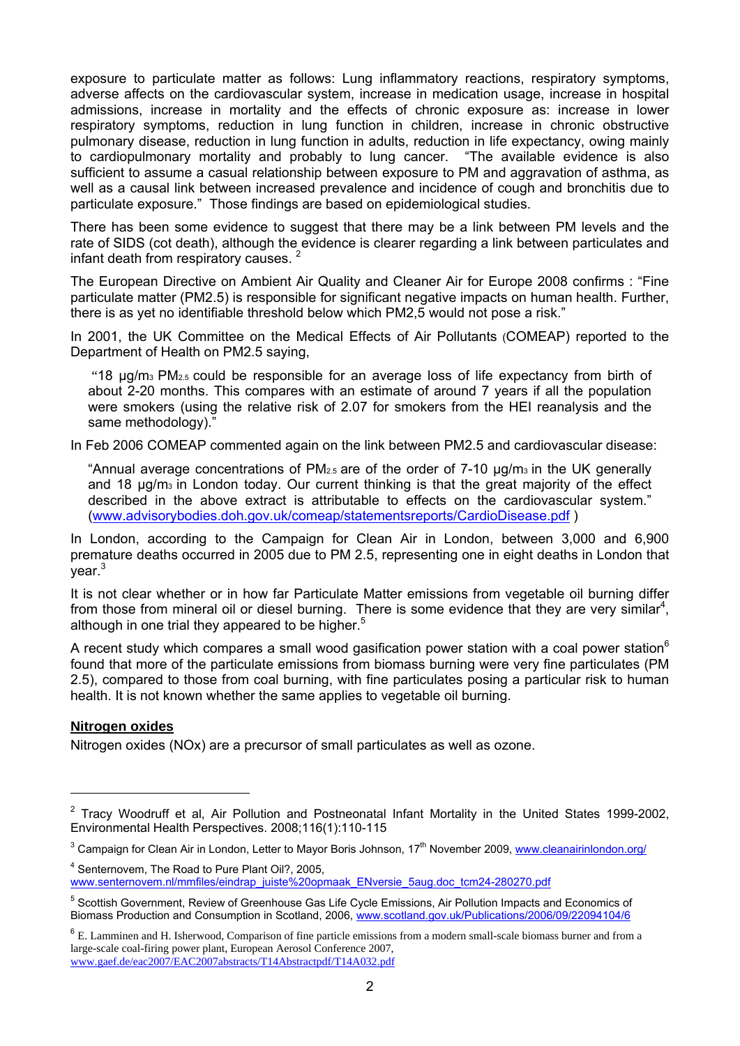exposure to particulate matter as follows: Lung inflammatory reactions, respiratory symptoms, adverse affects on the cardiovascular system, increase in medication usage, increase in hospital admissions, increase in mortality and the effects of chronic exposure as: increase in lower respiratory symptoms, reduction in lung function in children, increase in chronic obstructive pulmonary disease, reduction in lung function in adults, reduction in life expectancy, owing mainly to cardiopulmonary mortality and probably to lung cancer. "The available evidence is also sufficient to assume a casual relationship between exposure to PM and aggravation of asthma, as well as a causal link between increased prevalence and incidence of cough and bronchitis due to particulate exposure." Those findings are based on epidemiological studies.

There has been some evidence to suggest that there may be a link between PM levels and the rate of SIDS (cot death), although the evidence is clearer regarding a link between particulates and infant death from respiratory causes. [2]

The European Directive on Ambient Air Quality and Cleaner Air for Europe 2008 confirms : "Fine particulate matter (PM2.5) is responsible for significant negative impacts on human health. Further, there is as yet no identifiable threshold below which PM2,5 would not pose a risk."

In 2001, the UK Committee on the Medical Effects of Air Pollutants (COMEAP) reported to the Department of Health on PM2.5 saying,

> "18 µg/m$_3$ PM$_{2.5}$ could be responsible for an average loss of life expectancy from birth of about 2-20 months. This compares with an estimate of around 7 years if all the population were smokers (using the relative risk of 2.07 for smokers from the HEI reanalysis and the same methodology)."

In Feb 2006 COMEAP commented again on the link between PM2.5 and cardiovascular disease:

> "Annual average concentrations of PM$_{2.5}$ are of the order of 7-10 µg/m$_3$ in the UK generally and 18 µg/m$_3$ in London today. Our current thinking is that the great majority of the effect described in the above extract is attributable to effects on the cardiovascular system." (www.advisorybodies.doh.gov.uk/comeap/statementsreports/CardioDisease.pdf )

In London, according to the Campaign for Clean Air in London, between 3,000 and 6,900 premature deaths occurred in 2005 due to PM 2.5, representing one in eight deaths in London that year.[3]

It is not clear whether or in how far Particulate Matter emissions from vegetable oil burning differ from those from mineral oil or diesel burning. There is some evidence that they are very similar[4], although in one trial they appeared to be higher.[5]

A recent study which compares a small wood gasification power station with a coal power station[6] found that more of the particulate emissions from biomass burning were very fine particulates (PM 2.5), compared to those from coal burning, with fine particulates posing a particular risk to human health. It is not known whether the same applies to vegetable oil burning.

## Nitrogen oxides

Nitrogen oxides (NOx) are a precursor of small particulates as well as ozone.

---

[2] Tracy Woodruff et al, Air Pollution and Postneonatal Infant Mortality in the United States 1999-2002, Environmental Health Perspectives. 2008;116(1):110-115

[3] Campaign for Clean Air in London, Letter to Mayor Boris Johnson, 17th November 2009, www.cleanairinlondon.org/

[4] Senternovem, The Road to Pure Plant Oil?, 2005, www.senternovem.nl/mmfiles/eindrap_juiste%20opmaak_ENversie_5aug.doc_tcm24-280270.pdf

[5] Scottish Government, Review of Greenhouse Gas Life Cycle Emissions, Air Pollution Impacts and Economics of Biomass Production and Consumption in Scotland, 2006, www.scotland.gov.uk/Publications/2006/09/22094104/6

[6] E. Lamminen and H. Isherwood, Comparison of fine particle emissions from a modern small-scale biomass burner and from a large-scale coal-firing power plant, European Aerosol Conference 2007, www.gaef.de/eac2007/EAC2007abstracts/T14Abstractpdf/T14A032.pdf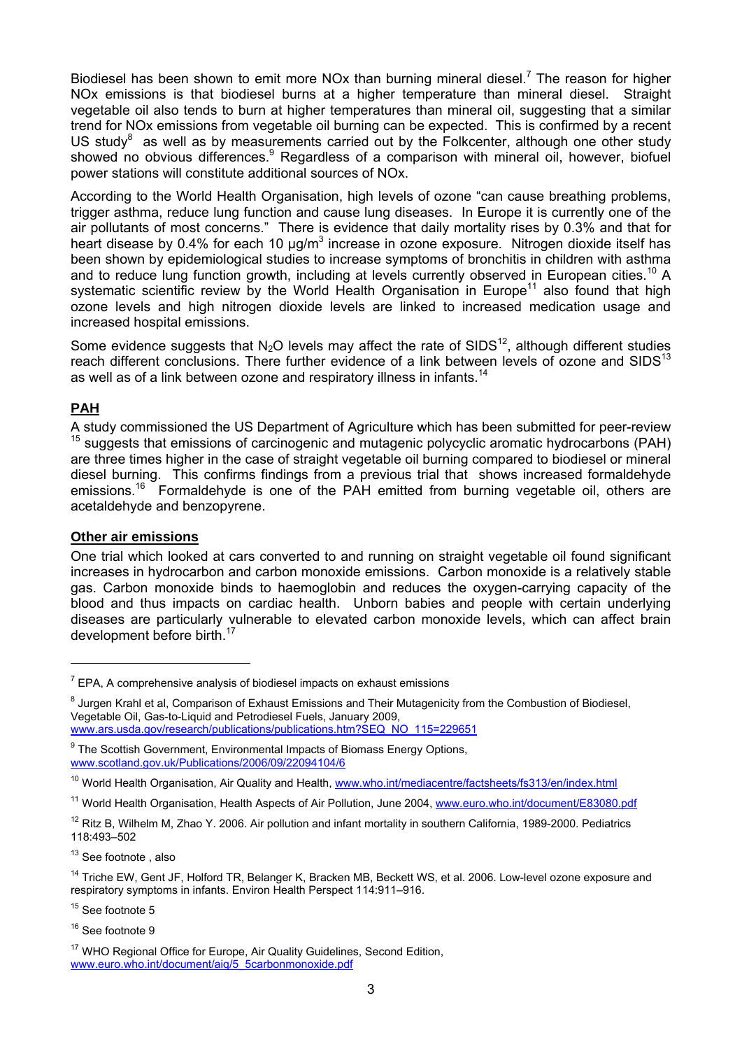Biodiesel has been shown to emit more NOx than burning mineral diesel.[7] The reason for higher NOx emissions is that biodiesel burns at a higher temperature than mineral diesel. Straight vegetable oil also tends to burn at higher temperatures than mineral oil, suggesting that a similar trend for NOx emissions from vegetable oil burning can be expected. This is confirmed by a recent US study[8] as well as by measurements carried out by the Folkcenter, although one other study showed no obvious differences.[9] Regardless of a comparison with mineral oil, however, biofuel power stations will constitute additional sources of NOx.

According to the World Health Organisation, high levels of ozone "can cause breathing problems, trigger asthma, reduce lung function and cause lung diseases. In Europe it is currently one of the air pollutants of most concerns." There is evidence that daily mortality rises by 0.3% and that for heart disease by 0.4% for each 10 µg/m$^3$ increase in ozone exposure. Nitrogen dioxide itself has been shown by epidemiological studies to increase symptoms of bronchitis in children with asthma and to reduce lung function growth, including at levels currently observed in European cities.[10] A systematic scientific review by the World Health Organisation in Europe[11] also found that high ozone levels and high nitrogen dioxide levels are linked to increased medication usage and increased hospital emissions.

Some evidence suggests that $N_2O$ levels may affect the rate of SIDS[12], although different studies reach different conclusions. There further evidence of a link between levels of ozone and SIDS[13] as well as of a link between ozone and respiratory illness in infants.[14]

## PAH

A study commissioned the US Department of Agriculture which has been submitted for peer-review [15] suggests that emissions of carcinogenic and mutagenic polycyclic aromatic hydrocarbons (PAH) are three times higher in the case of straight vegetable oil burning compared to biodiesel or mineral diesel burning. This confirms findings from a previous trial that shows increased formaldehyde emissions.[16] Formaldehyde is one of the PAH emitted from burning vegetable oil, others are acetaldehyde and benzopyrene.

## Other air emissions

One trial which looked at cars converted to and running on straight vegetable oil found significant increases in hydrocarbon and carbon monoxide emissions. Carbon monoxide is a relatively stable gas. Carbon monoxide binds to haemoglobin and reduces the oxygen-carrying capacity of the blood and thus impacts on cardiac health. Unborn babies and people with certain underlying diseases are particularly vulnerable to elevated carbon monoxide levels, which can affect brain development before birth.[17]

---

[7] EPA, A comprehensive analysis of biodiesel impacts on exhaust emissions

[8] Jurgen Krahl et al, Comparison of Exhaust Emissions and Their Mutagenicity from the Combustion of Biodiesel, Vegetable Oil, Gas-to-Liquid and Petrodiesel Fuels, January 2009, www.ars.usda.gov/research/publications/publications.htm?SEQ_NO_115=229651

[9] The Scottish Government, Environmental Impacts of Biomass Energy Options, www.scotland.gov.uk/Publications/2006/09/22094104/6

[10] World Health Organisation, Air Quality and Health, www.who.int/mediacentre/factsheets/fs313/en/index.html

[11] World Health Organisation, Health Aspects of Air Pollution, June 2004, www.euro.who.int/document/E83080.pdf

[12] Ritz B, Wilhelm M, Zhao Y. 2006. Air pollution and infant mortality in southern California, 1989-2000. Pediatrics 118:493–502

[13] See footnote , also

[14] Triche EW, Gent JF, Holford TR, Belanger K, Bracken MB, Beckett WS, et al. 2006. Low-level ozone exposure and respiratory symptoms in infants. Environ Health Perspect 114:911–916.

[15] See footnote 5

[16] See footnote 9

[17] WHO Regional Office for Europe, Air Quality Guidelines, Second Edition, www.euro.who.int/document/aiq/5_5carbonmonoxide.pdf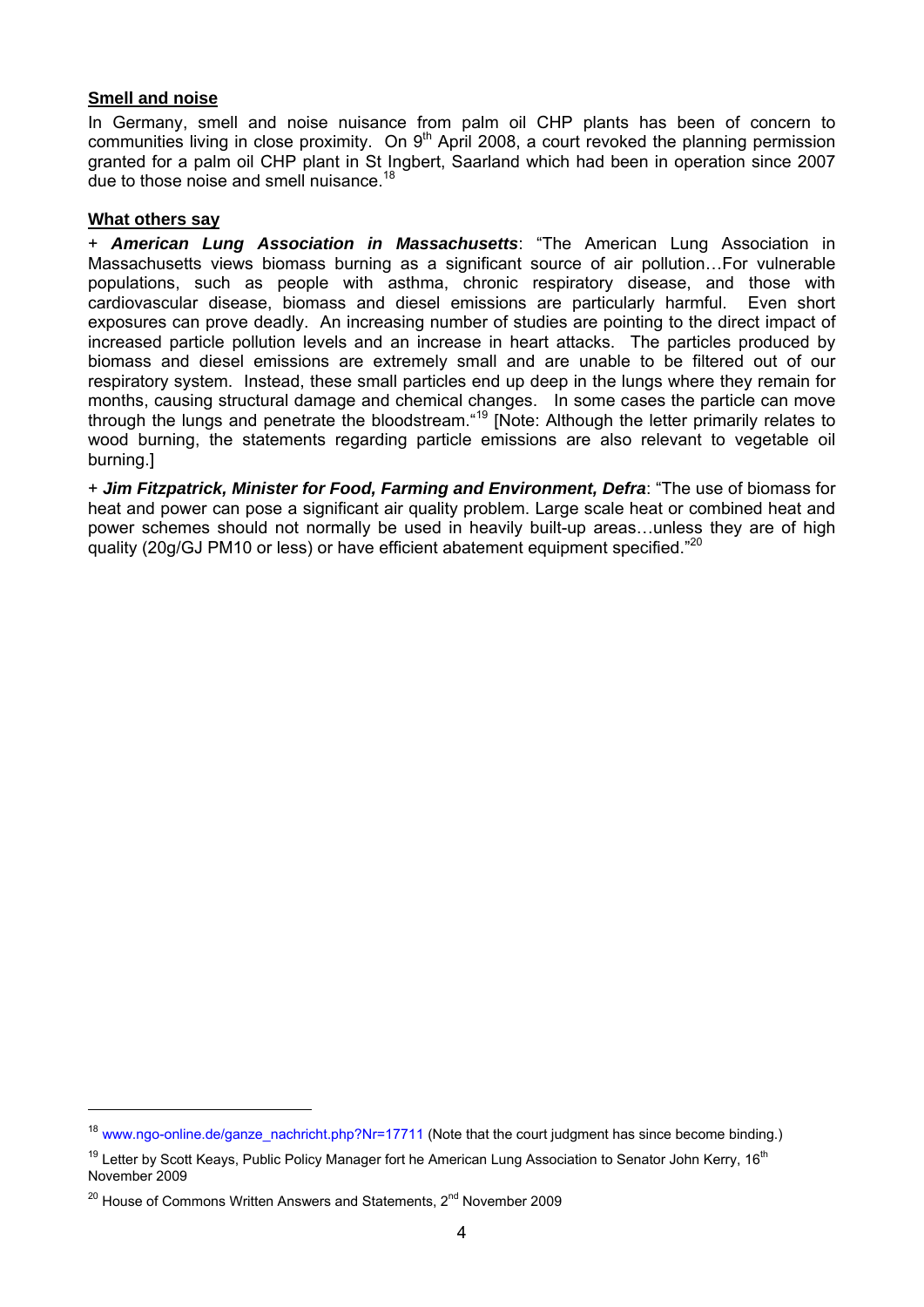**Smell and noise**

In Germany, smell and noise nuisance from palm oil CHP plants has been of concern to communities living in close proximity. On 9th April 2008, a court revoked the planning permission granted for a palm oil CHP plant in St Ingbert, Saarland which had been in operation since 2007 due to those noise and smell nuisance.[18]

**What others say**

+ ***American Lung Association in Massachusetts***: "The American Lung Association in Massachusetts views biomass burning as a significant source of air pollution…For vulnerable populations, such as people with asthma, chronic respiratory disease, and those with cardiovascular disease, biomass and diesel emissions are particularly harmful. Even short exposures can prove deadly. An increasing number of studies are pointing to the direct impact of increased particle pollution levels and an increase in heart attacks. The particles produced by biomass and diesel emissions are extremely small and are unable to be filtered out of our respiratory system. Instead, these small particles end up deep in the lungs where they remain for months, causing structural damage and chemical changes. In some cases the particle can move through the lungs and penetrate the bloodstream."[19] [Note: Although the letter primarily relates to wood burning, the statements regarding particle emissions are also relevant to vegetable oil burning.]

+ ***Jim Fitzpatrick, Minister for Food, Farming and Environment, Defra***: "The use of biomass for heat and power can pose a significant air quality problem. Large scale heat or combined heat and power schemes should not normally be used in heavily built-up areas…unless they are of high quality (20g/GJ PM10 or less) or have efficient abatement equipment specified."[20]

---

[18] www.ngo-online.de/ganze_nachricht.php?Nr=17711 (Note that the court judgment has since become binding.)

[19] Letter by Scott Keays, Public Policy Manager fort he American Lung Association to Senator John Kerry, 16th November 2009

[20] House of Commons Written Answers and Statements, 2nd November 2009